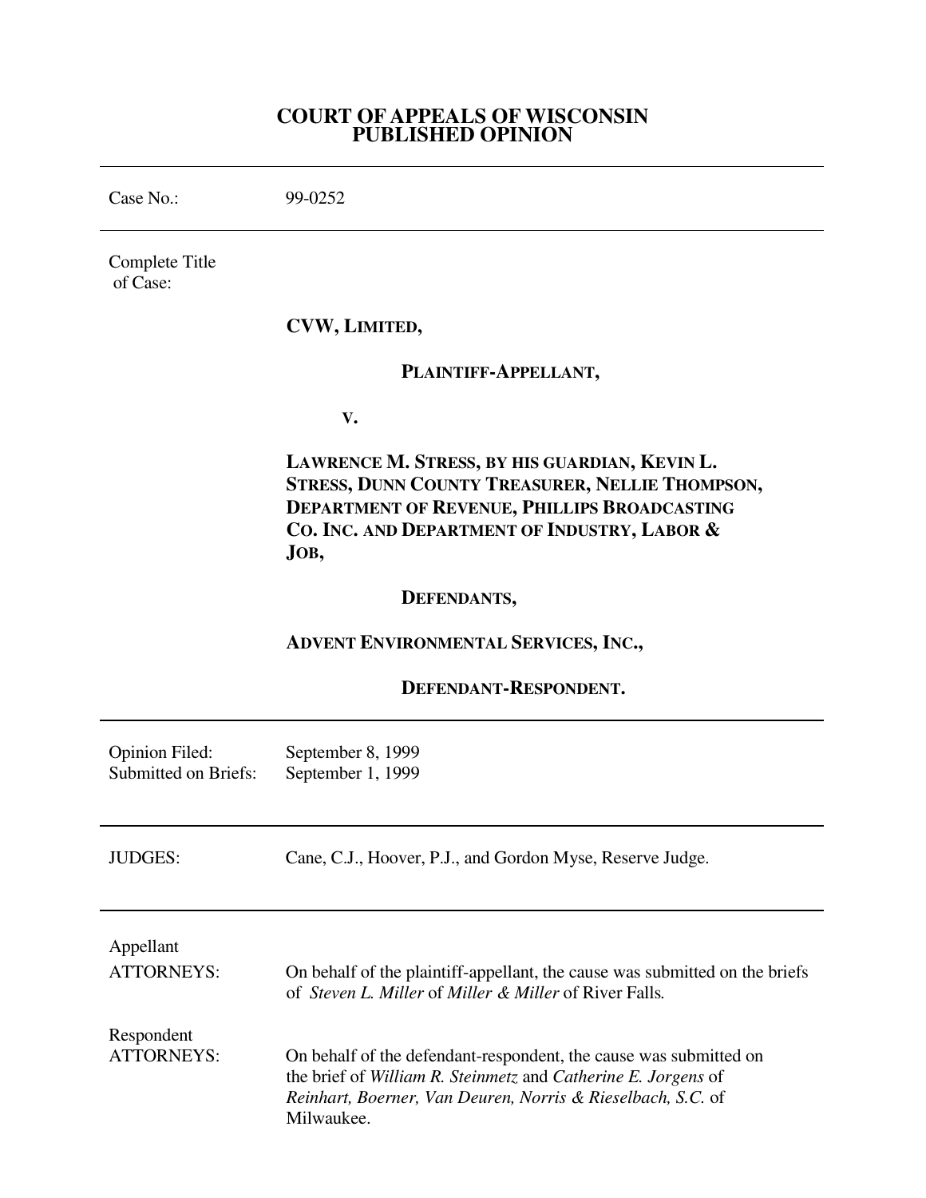# COURT OF APPEALS OF WISCONSIN
# PUBLISHED OPINION

---

Case No.: 99-0252

---

Complete Title of Case:

**CVW, LIMITED,**

**PLAINTIFF-APPELLANT,**

**V.**

**LAWRENCE M. STRESS, BY HIS GUARDIAN, KEVIN L. STRESS, DUNN COUNTY TREASURER, NELLIE THOMPSON, DEPARTMENT OF REVENUE, PHILLIPS BROADCASTING CO. INC. AND DEPARTMENT OF INDUSTRY, LABOR & JOB,**

**DEFENDANTS,**

**ADVENT ENVIRONMENTAL SERVICES, INC.,**

**DEFENDANT-RESPONDENT.**

---

Opinion Filed: September 8, 1999
Submitted on Briefs: September 1, 1999

---

JUDGES: Cane, C.J., Hoover, P.J., and Gordon Myse, Reserve Judge.

---

Appellant
ATTORNEYS: On behalf of the plaintiff-appellant, the cause was submitted on the briefs of *Steven L. Miller* of *Miller & Miller* of River Falls.

Respondent
ATTORNEYS: On behalf of the defendant-respondent, the cause was submitted on the brief of *William R. Steinmetz* and *Catherine E. Jorgens* of *Reinhart, Boerner, Van Deuren, Norris & Rieselbach, S.C.* of Milwaukee.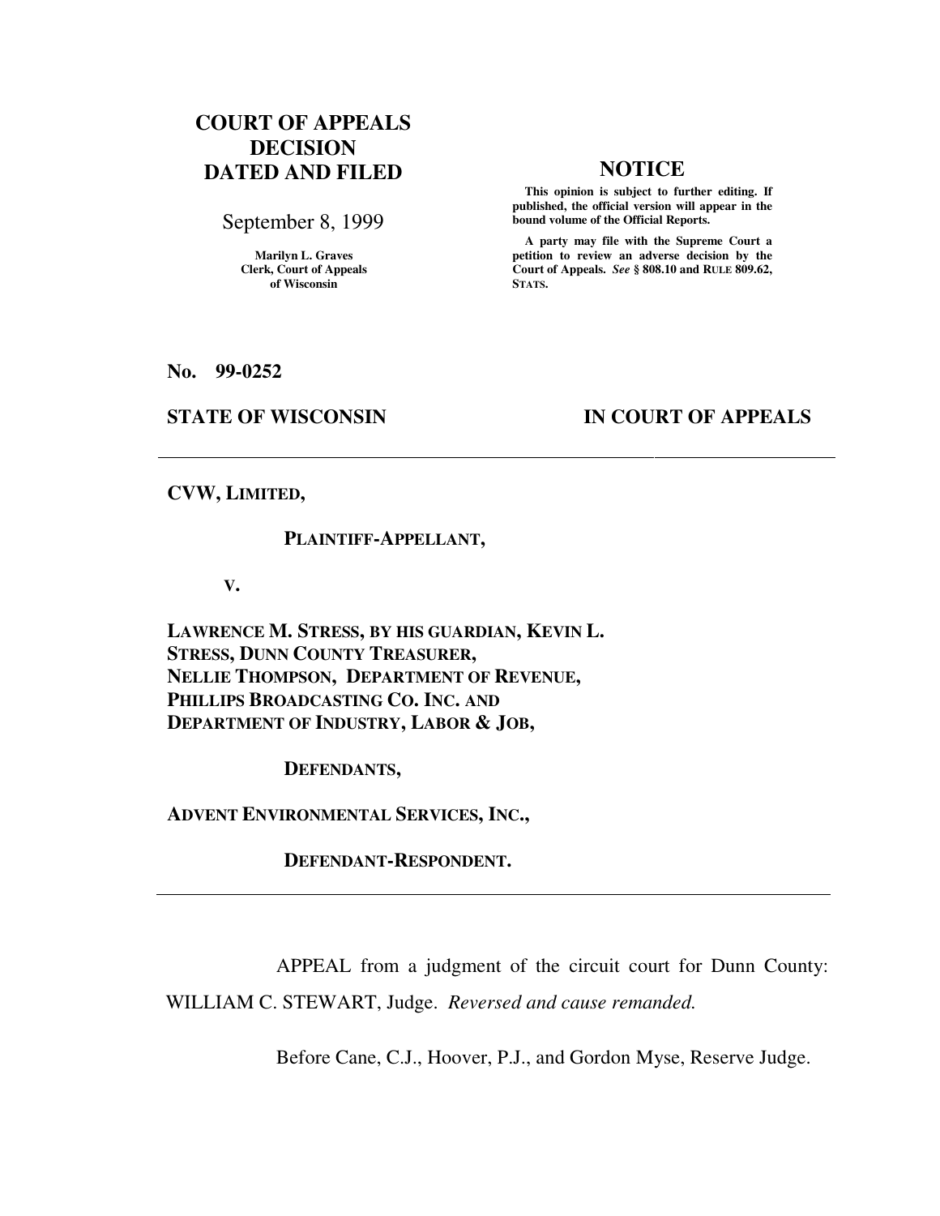**COURT OF APPEALS DECISION DATED AND FILED**

September 8, 1999

**Marilyn L. Graves**
**Clerk, Court of Appeals of Wisconsin**

**NOTICE**

**This opinion is subject to further editing. If published, the official version will appear in the bound volume of the Official Reports.**

**A party may file with the Supreme Court a petition to review an adverse decision by the Court of Appeals.** ***See*** **§ 808.10 and RULE 809.62, STATS.**

**No. 99-0252**

**STATE OF WISCONSIN** **IN COURT OF APPEALS**

---

**CVW, LIMITED,**

**PLAINTIFF-APPELLANT,**

**V.**

**LAWRENCE M. STRESS, BY HIS GUARDIAN, KEVIN L. STRESS, DUNN COUNTY TREASURER, NELLIE THOMPSON, DEPARTMENT OF REVENUE, PHILLIPS BROADCASTING CO. INC. AND DEPARTMENT OF INDUSTRY, LABOR & JOB,**

**DEFENDANTS,**

**ADVENT ENVIRONMENTAL SERVICES, INC.,**

**DEFENDANT-RESPONDENT.**

---

APPEAL from a judgment of the circuit court for Dunn County: WILLIAM C. STEWART, Judge. *Reversed and cause remanded.*

Before Cane, C.J., Hoover, P.J., and Gordon Myse, Reserve Judge.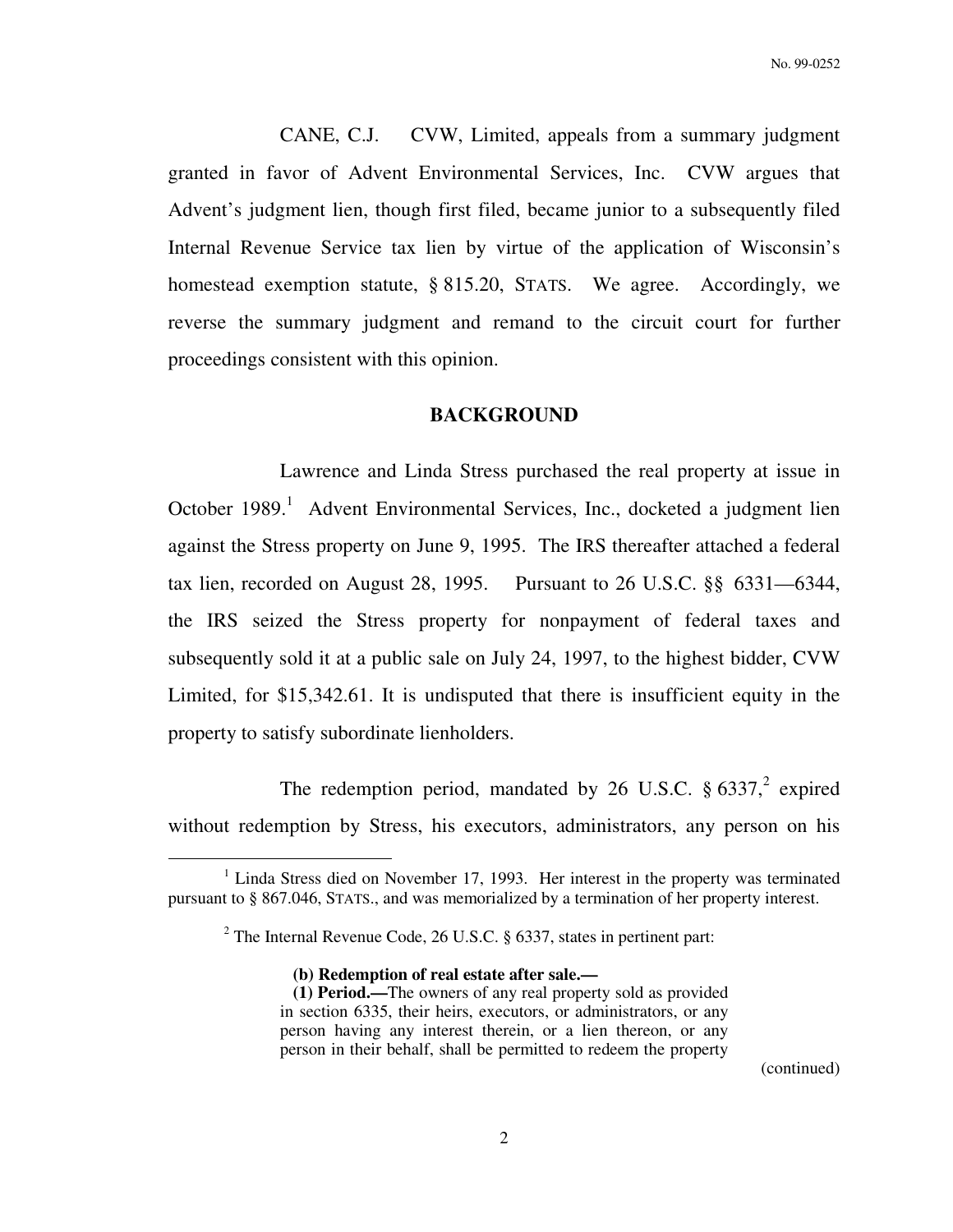CANE, C.J. CVW, Limited, appeals from a summary judgment granted in favor of Advent Environmental Services, Inc. CVW argues that Advent's judgment lien, though first filed, became junior to a subsequently filed Internal Revenue Service tax lien by virtue of the application of Wisconsin's homestead exemption statute, § 815.20, STATS. We agree. Accordingly, we reverse the summary judgment and remand to the circuit court for further proceedings consistent with this opinion.

## BACKGROUND

Lawrence and Linda Stress purchased the real property at issue in October 1989.[1] Advent Environmental Services, Inc., docketed a judgment lien against the Stress property on June 9, 1995. The IRS thereafter attached a federal tax lien, recorded on August 28, 1995. Pursuant to 26 U.S.C. §§ 6331—6344, the IRS seized the Stress property for nonpayment of federal taxes and subsequently sold it at a public sale on July 24, 1997, to the highest bidder, CVW Limited, for $15,342.61. It is undisputed that there is insufficient equity in the property to satisfy subordinate lienholders.

The redemption period, mandated by 26 U.S.C. § 6337,[2] expired without redemption by Stress, his executors, administrators, any person on his

---

[1] Linda Stress died on November 17, 1993. Her interest in the property was terminated pursuant to § 867.046, STATS., and was memorialized by a termination of her property interest.

[2] The Internal Revenue Code, 26 U.S.C. § 6337, states in pertinent part:

> **(b) Redemption of real estate after sale.—**
> **(1) Period.—**The owners of any real property sold as provided in section 6335, their heirs, executors, or administrators, or any person having any interest therein, or a lien thereon, or any person in their behalf, shall be permitted to redeem the property

(continued)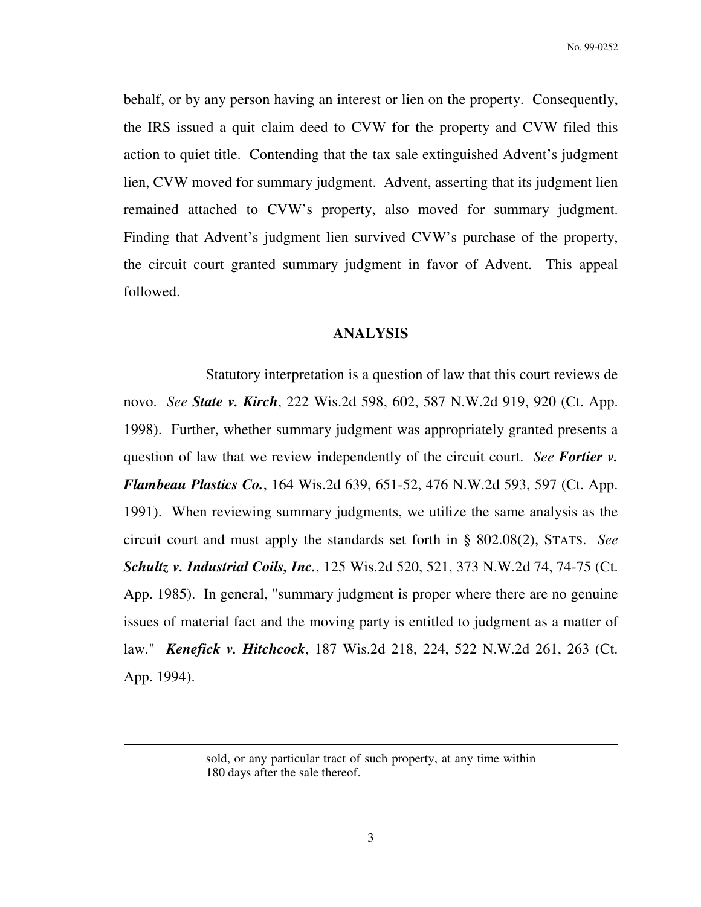behalf, or by any person having an interest or lien on the property. Consequently, the IRS issued a quit claim deed to CVW for the property and CVW filed this action to quiet title. Contending that the tax sale extinguished Advent's judgment lien, CVW moved for summary judgment. Advent, asserting that its judgment lien remained attached to CVW's property, also moved for summary judgment. Finding that Advent's judgment lien survived CVW's purchase of the property, the circuit court granted summary judgment in favor of Advent. This appeal followed.

## ANALYSIS

Statutory interpretation is a question of law that this court reviews de novo. *See* ***State v. Kirch***, 222 Wis.2d 598, 602, 587 N.W.2d 919, 920 (Ct. App. 1998). Further, whether summary judgment was appropriately granted presents a question of law that we review independently of the circuit court. *See* ***Fortier v. Flambeau Plastics Co.***, 164 Wis.2d 639, 651-52, 476 N.W.2d 593, 597 (Ct. App. 1991). When reviewing summary judgments, we utilize the same analysis as the circuit court and must apply the standards set forth in § 802.08(2), STATS. *See* ***Schultz v. Industrial Coils, Inc.***, 125 Wis.2d 520, 521, 373 N.W.2d 74, 74-75 (Ct. App. 1985). In general, "summary judgment is proper where there are no genuine issues of material fact and the moving party is entitled to judgment as a matter of law." ***Kenefick v. Hitchcock***, 187 Wis.2d 218, 224, 522 N.W.2d 261, 263 (Ct. App. 1994).

---

sold, or any particular tract of such property, at any time within 180 days after the sale thereof.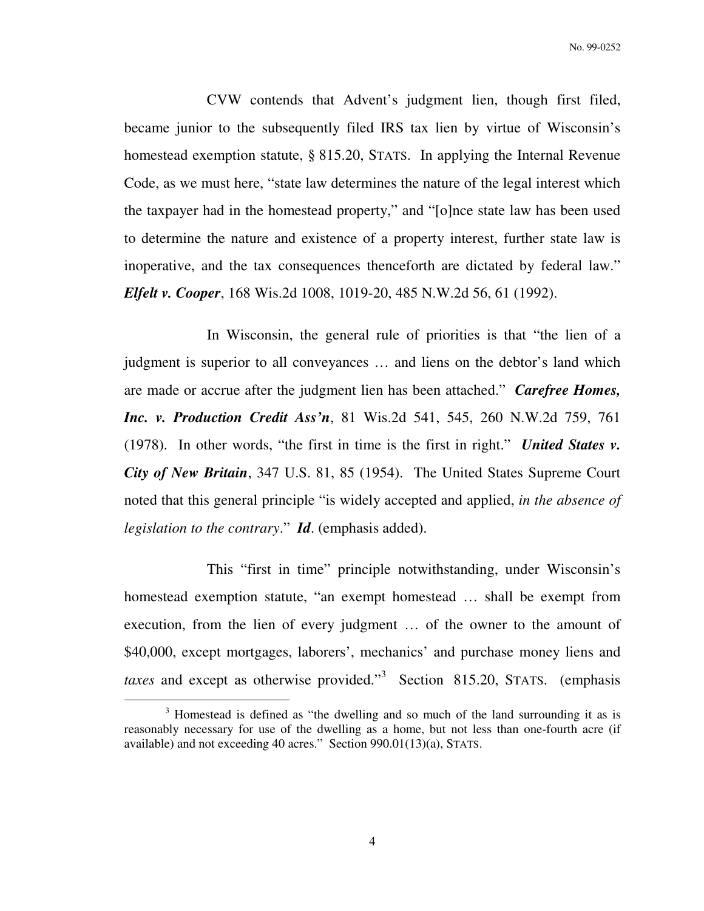CVW contends that Advent's judgment lien, though first filed, became junior to the subsequently filed IRS tax lien by virtue of Wisconsin's homestead exemption statute, § 815.20, STATS. In applying the Internal Revenue Code, as we must here, "state law determines the nature of the legal interest which the taxpayer had in the homestead property," and "[o]nce state law has been used to determine the nature and existence of a property interest, further state law is inoperative, and the tax consequences thenceforth are dictated by federal law." ***Elfelt v. Cooper***, 168 Wis.2d 1008, 1019-20, 485 N.W.2d 56, 61 (1992).

In Wisconsin, the general rule of priorities is that "the lien of a judgment is superior to all conveyances … and liens on the debtor's land which are made or accrue after the judgment lien has been attached." ***Carefree Homes, Inc. v. Production Credit Ass'n***, 81 Wis.2d 541, 545, 260 N.W.2d 759, 761 (1978). In other words, "the first in time is the first in right." ***United States v. City of New Britain***, 347 U.S. 81, 85 (1954). The United States Supreme Court noted that this general principle "is widely accepted and applied, *in the absence of legislation to the contrary*." ***Id***. (emphasis added).

This "first in time" principle notwithstanding, under Wisconsin's homestead exemption statute, "an exempt homestead … shall be exempt from execution, from the lien of every judgment … of the owner to the amount of $40,000, except mortgages, laborers', mechanics' and purchase money liens and *taxes* and except as otherwise provided."[3] Section 815.20, STATS. (emphasis

---

[3] Homestead is defined as "the dwelling and so much of the land surrounding it as is reasonably necessary for use of the dwelling as a home, but not less than one-fourth acre (if available) and not exceeding 40 acres." Section 990.01(13)(a), STATS.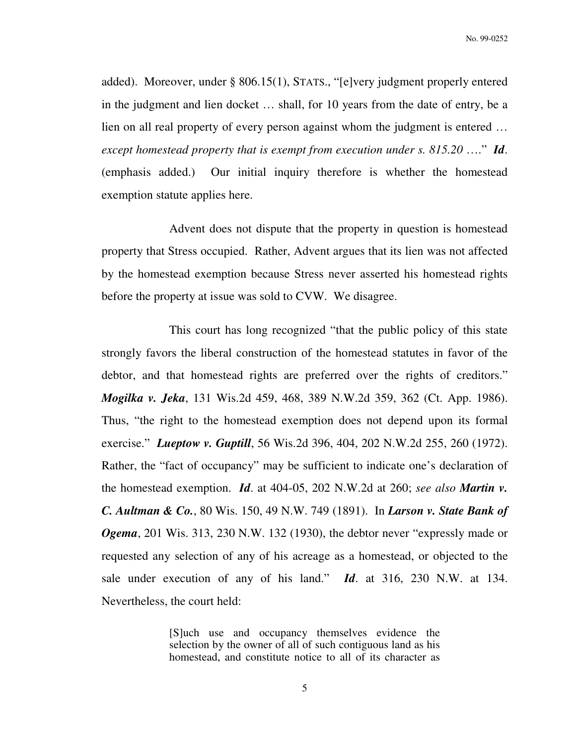added). Moreover, under § 806.15(1), STATS., "[e]very judgment properly entered in the judgment and lien docket … shall, for 10 years from the date of entry, be a lien on all real property of every person against whom the judgment is entered … *except homestead property that is exempt from execution under s. 815.20* …." ***Id*.** (emphasis added.) Our initial inquiry therefore is whether the homestead exemption statute applies here.

Advent does not dispute that the property in question is homestead property that Stress occupied. Rather, Advent argues that its lien was not affected by the homestead exemption because Stress never asserted his homestead rights before the property at issue was sold to CVW. We disagree.

This court has long recognized "that the public policy of this state strongly favors the liberal construction of the homestead statutes in favor of the debtor, and that homestead rights are preferred over the rights of creditors." ***Mogilka v. Jeka***, 131 Wis.2d 459, 468, 389 N.W.2d 359, 362 (Ct. App. 1986). Thus, "the right to the homestead exemption does not depend upon its formal exercise." ***Lueptow v. Guptill***, 56 Wis.2d 396, 404, 202 N.W.2d 255, 260 (1972). Rather, the "fact of occupancy" may be sufficient to indicate one's declaration of the homestead exemption. ***Id*.** at 404-05, 202 N.W.2d at 260; *see also* ***Martin v. C. Aultman & Co.***, 80 Wis. 150, 49 N.W. 749 (1891). In ***Larson v. State Bank of Ogema***, 201 Wis. 313, 230 N.W. 132 (1930), the debtor never "expressly made or requested any selection of any of his acreage as a homestead, or objected to the sale under execution of any of his land." ***Id*.** at 316, 230 N.W. at 134. Nevertheless, the court held:

> [S]uch use and occupancy themselves evidence the selection by the owner of all of such contiguous land as his homestead, and constitute notice to all of its character as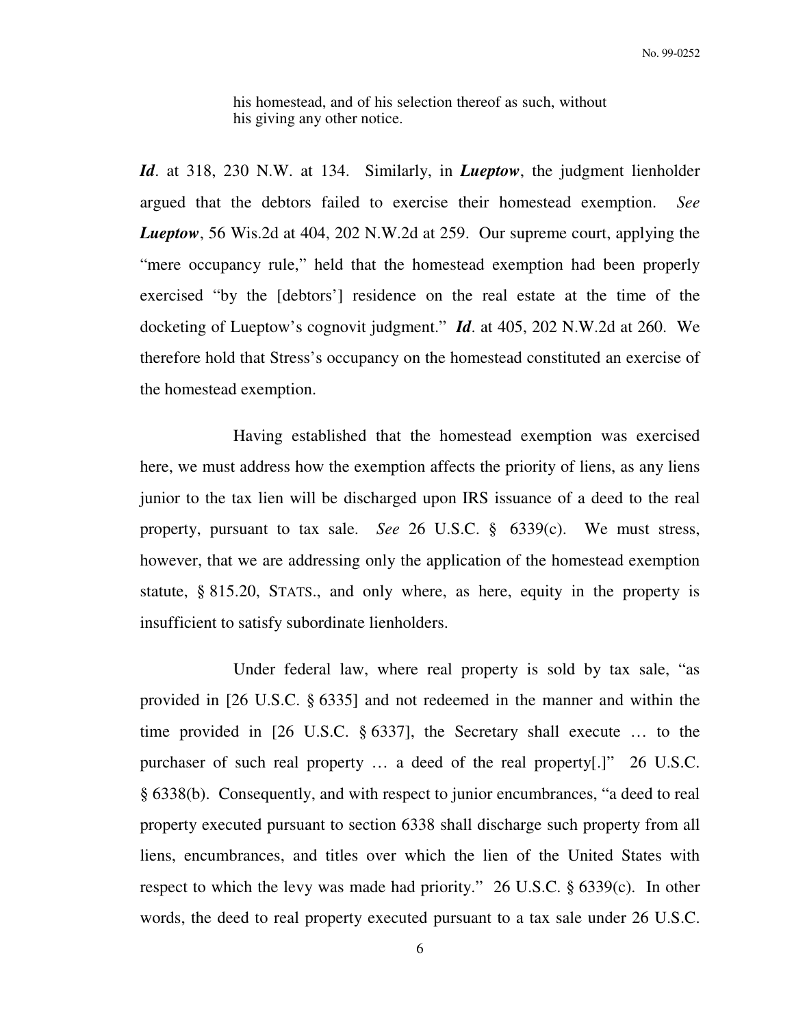> his homestead, and of his selection thereof as such, without his giving any other notice.

***Id***. at 318, 230 N.W. at 134. Similarly, in ***Lueptow***, the judgment lienholder argued that the debtors failed to exercise their homestead exemption. *See* ***Lueptow***, 56 Wis.2d at 404, 202 N.W.2d at 259. Our supreme court, applying the "mere occupancy rule," held that the homestead exemption had been properly exercised "by the [debtors'] residence on the real estate at the time of the docketing of Lueptow's cognovit judgment." ***Id***. at 405, 202 N.W.2d at 260. We therefore hold that Stress's occupancy on the homestead constituted an exercise of the homestead exemption.

Having established that the homestead exemption was exercised here, we must address how the exemption affects the priority of liens, as any liens junior to the tax lien will be discharged upon IRS issuance of a deed to the real property, pursuant to tax sale. *See* 26 U.S.C. § 6339(c). We must stress, however, that we are addressing only the application of the homestead exemption statute, § 815.20, STATS., and only where, as here, equity in the property is insufficient to satisfy subordinate lienholders.

Under federal law, where real property is sold by tax sale, "as provided in [26 U.S.C. § 6335] and not redeemed in the manner and within the time provided in [26 U.S.C. § 6337], the Secretary shall execute … to the purchaser of such real property … a deed of the real property[.]" 26 U.S.C. § 6338(b). Consequently, and with respect to junior encumbrances, "a deed to real property executed pursuant to section 6338 shall discharge such property from all liens, encumbrances, and titles over which the lien of the United States with respect to which the levy was made had priority." 26 U.S.C. § 6339(c). In other words, the deed to real property executed pursuant to a tax sale under 26 U.S.C.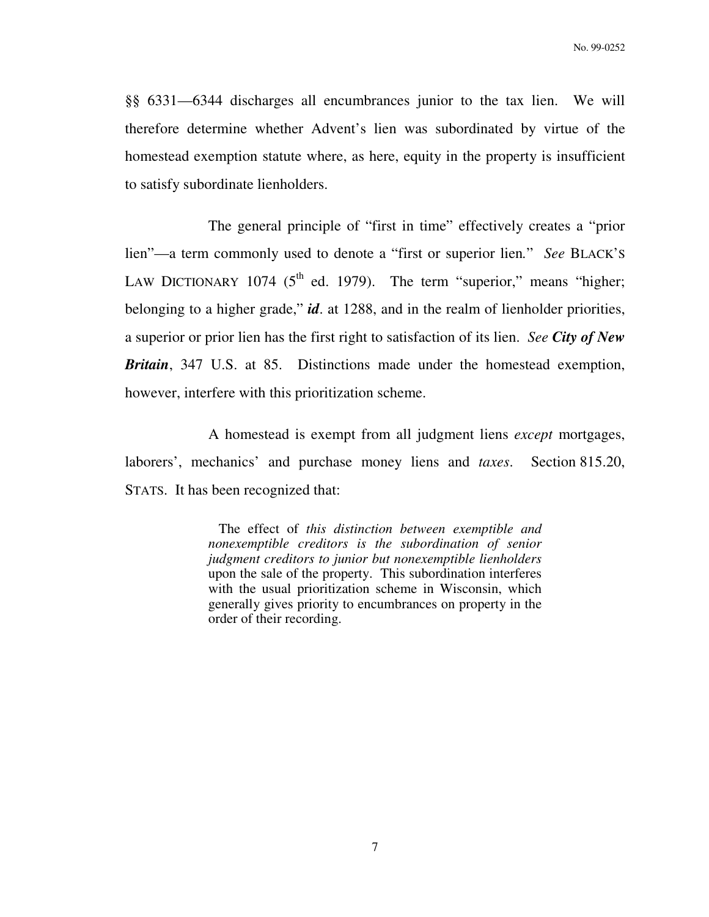§§ 6331—6344 discharges all encumbrances junior to the tax lien. We will therefore determine whether Advent's lien was subordinated by virtue of the homestead exemption statute where, as here, equity in the property is insufficient to satisfy subordinate lienholders.

The general principle of "first in time" effectively creates a "prior lien"—a term commonly used to denote a "first or superior lien." *See* BLACK'S LAW DICTIONARY 1074 (5th ed. 1979). The term "superior," means "higher; belonging to a higher grade," ***id***. at 1288, and in the realm of lienholder priorities, a superior or prior lien has the first right to satisfaction of its lien. *See* ***City of New Britain***, 347 U.S. at 85. Distinctions made under the homestead exemption, however, interfere with this prioritization scheme.

A homestead is exempt from all judgment liens *except* mortgages, laborers', mechanics' and purchase money liens and *taxes*. Section 815.20, STATS. It has been recognized that:

> The effect of *this distinction between exemptible and nonexemptible creditors is the subordination of senior judgment creditors to junior but nonexemptible lienholders* upon the sale of the property. This subordination interferes with the usual prioritization scheme in Wisconsin, which generally gives priority to encumbrances on property in the order of their recording.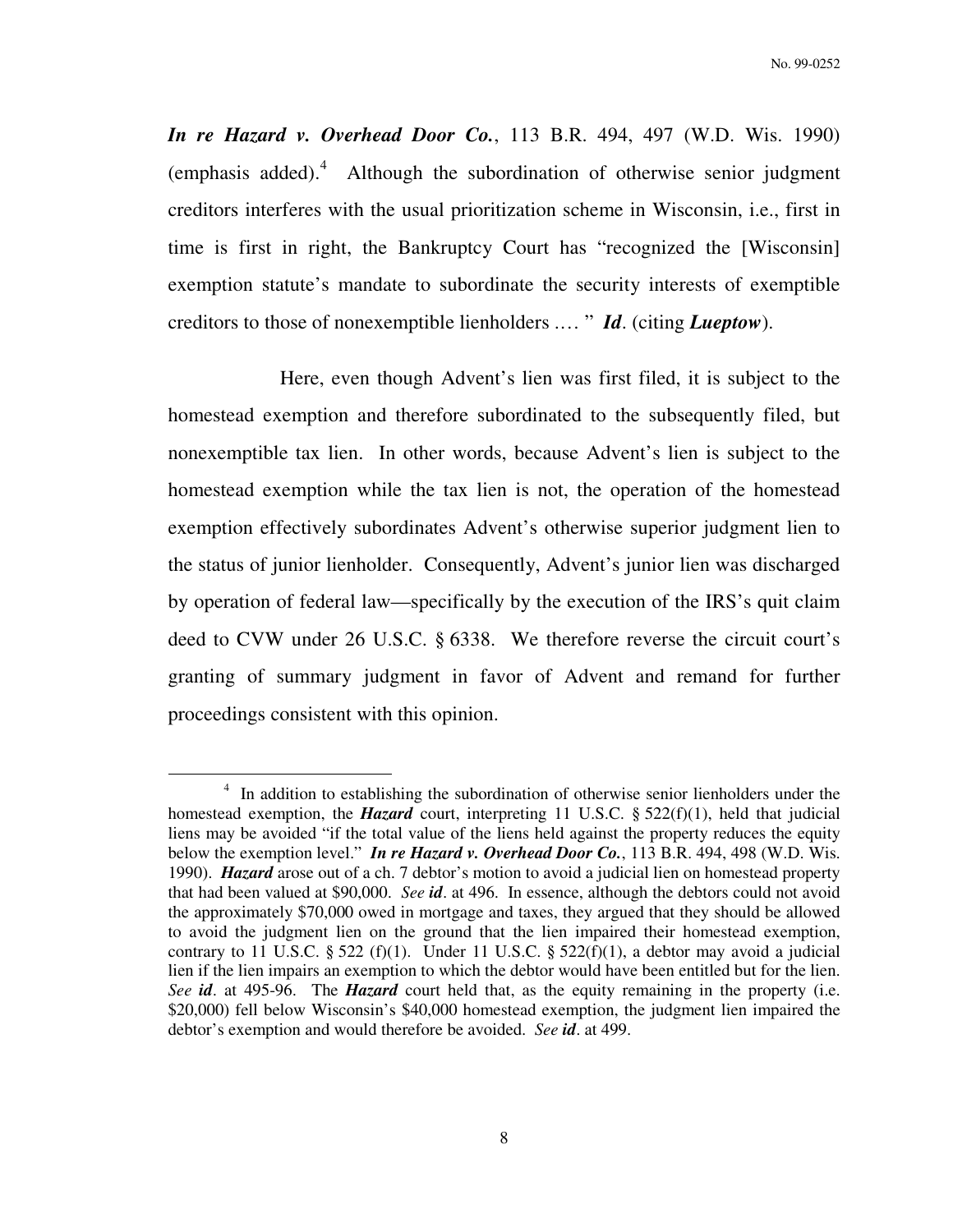***In re Hazard v. Overhead Door Co.***, 113 B.R. 494, 497 (W.D. Wis. 1990) (emphasis added).[4] Although the subordination of otherwise senior judgment creditors interferes with the usual prioritization scheme in Wisconsin, i.e., first in time is first in right, the Bankruptcy Court has "recognized the [Wisconsin] exemption statute's mandate to subordinate the security interests of exemptible creditors to those of nonexemptible lienholders .… " ***Id***. (citing ***Lueptow***).

Here, even though Advent's lien was first filed, it is subject to the homestead exemption and therefore subordinated to the subsequently filed, but nonexemptible tax lien. In other words, because Advent's lien is subject to the homestead exemption while the tax lien is not, the operation of the homestead exemption effectively subordinates Advent's otherwise superior judgment lien to the status of junior lienholder. Consequently, Advent's junior lien was discharged by operation of federal law—specifically by the execution of the IRS's quit claim deed to CVW under 26 U.S.C. § 6338. We therefore reverse the circuit court's granting of summary judgment in favor of Advent and remand for further proceedings consistent with this opinion.

---

[4] In addition to establishing the subordination of otherwise senior lienholders under the homestead exemption, the ***Hazard*** court, interpreting 11 U.S.C. § 522(f)(1), held that judicial liens may be avoided "if the total value of the liens held against the property reduces the equity below the exemption level." ***In re Hazard v. Overhead Door Co.***, 113 B.R. 494, 498 (W.D. Wis. 1990). ***Hazard*** arose out of a ch. 7 debtor's motion to avoid a judicial lien on homestead property that had been valued at $90,000. *See* ***id***. at 496. In essence, although the debtors could not avoid the approximately $70,000 owed in mortgage and taxes, they argued that they should be allowed to avoid the judgment lien on the ground that the lien impaired their homestead exemption, contrary to 11 U.S.C. § 522 (f)(1). Under 11 U.S.C. § 522(f)(1), a debtor may avoid a judicial lien if the lien impairs an exemption to which the debtor would have been entitled but for the lien. *See* ***id***. at 495-96. The ***Hazard*** court held that, as the equity remaining in the property (i.e. $20,000) fell below Wisconsin's $40,000 homestead exemption, the judgment lien impaired the debtor's exemption and would therefore be avoided. *See* ***id***. at 499.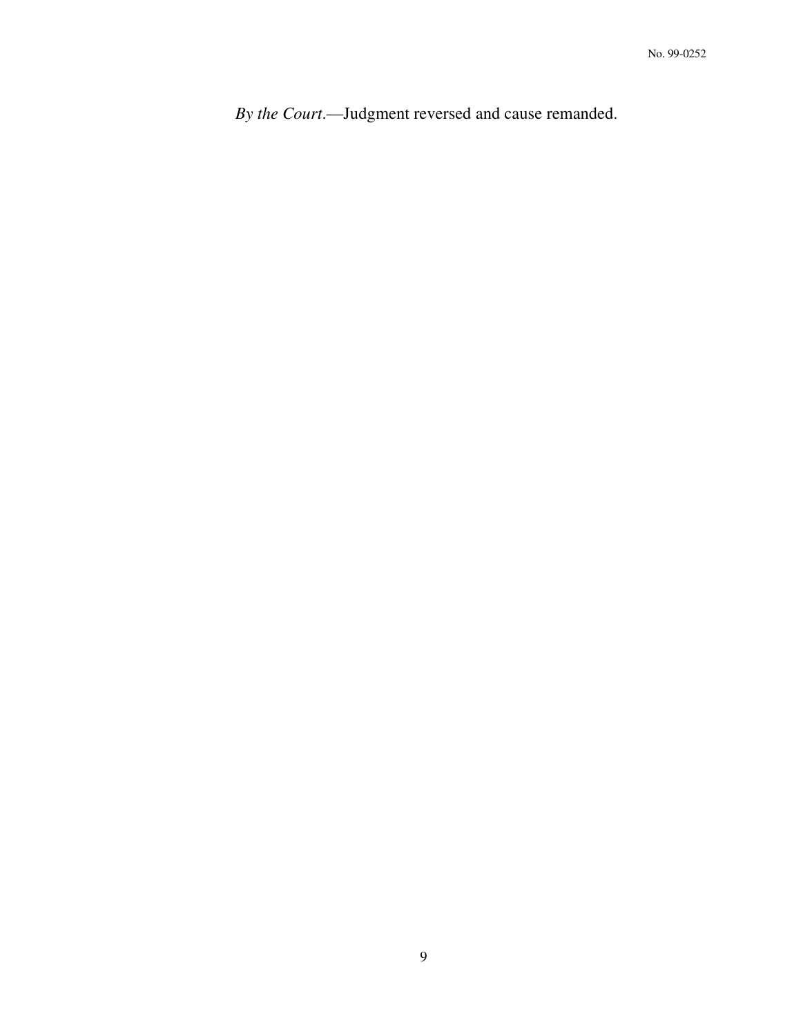*By the Court*.—Judgment reversed and cause remanded.